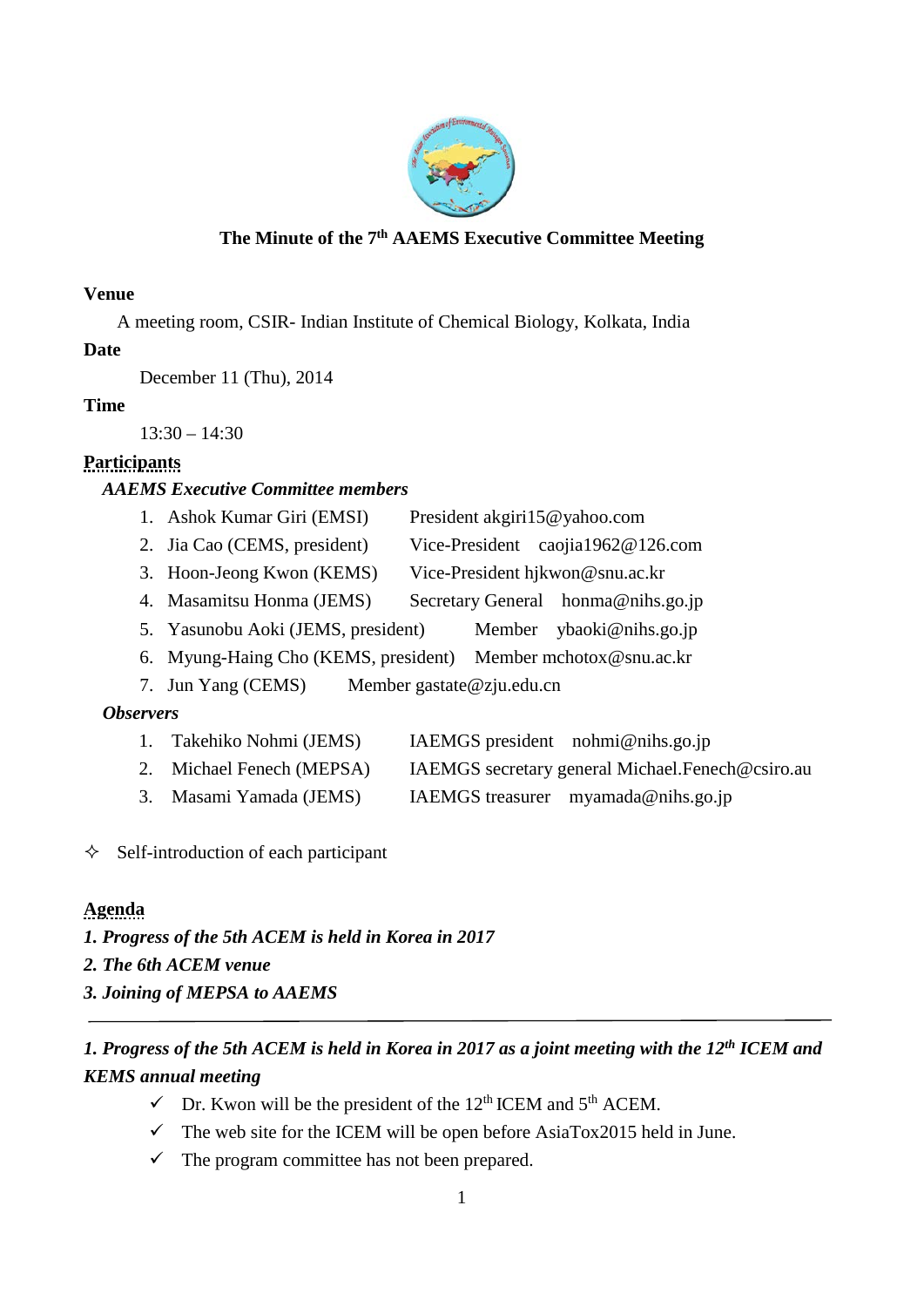# The Minute of the 7th AAEMS Executive Committee Meeting

**Venue**

A meeting room, CSIR- Indian Institute of Chemical Biology, Kolkata, India

**Date**

December 11 (Thu), 2014

**Time**

13:30 – 14:30

**Participants**

***AAEMS Executive Committee members***

1. Ashok Kumar Giri (EMSI) President akgiri15@yahoo.com
2. Jia Cao (CEMS, president) Vice-President caojia1962@126.com
3. Hoon-Jeong Kwon (KEMS) Vice-President hjkwon@snu.ac.kr
4. Masamitsu Honma (JEMS) Secretary General honma@nihs.go.jp
5. Yasunobu Aoki (JEMS, president) Member ybaoki@nihs.go.jp
6. Myung-Haing Cho (KEMS, president) Member mchotox@snu.ac.kr
7. Jun Yang (CEMS) Member gastate@zju.edu.cn

***Observers***

1. Takehiko Nohmi (JEMS) IAEMGS president nohmi@nihs.go.jp
2. Michael Fenech (MEPSA) IAEMGS secretary general Michael.Fenech@csiro.au
3. Masami Yamada (JEMS) IAEMGS treasurer myamada@nihs.go.jp

✧ Self-introduction of each participant

**Agenda**

***1. Progress of the 5th ACEM is held in Korea in 2017***

***2. The 6th ACEM venue***

***3. Joining of MEPSA to AAEMS***

---

***1. Progress of the 5th ACEM is held in Korea in 2017 as a joint meeting with the 12th ICEM and KEMS annual meeting***

- ✓ Dr. Kwon will be the president of the 12th ICEM and 5th ACEM.
- ✓ The web site for the ICEM will be open before AsiaTox2015 held in June.
- ✓ The program committee has not been prepared.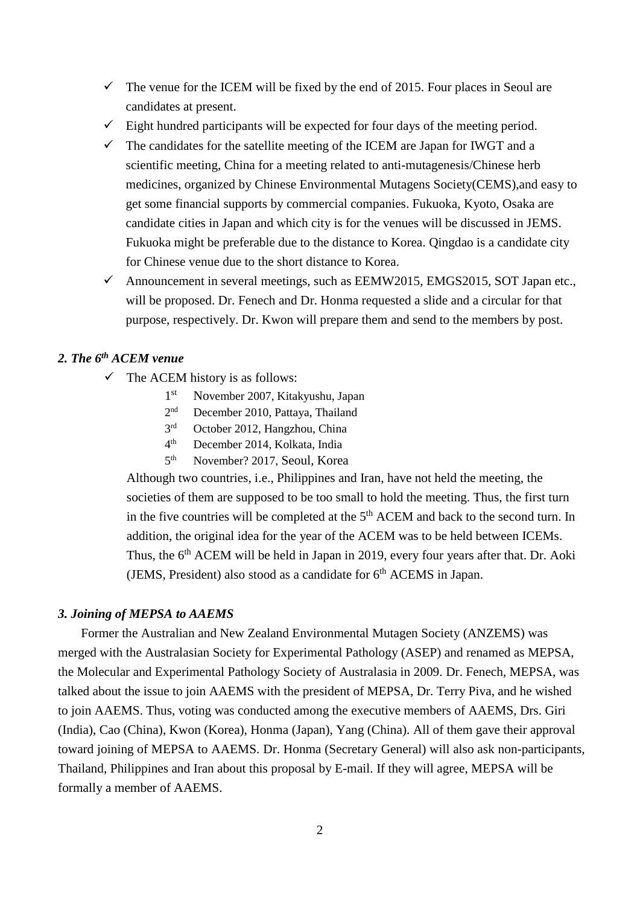- ✓ The venue for the ICEM will be fixed by the end of 2015. Four places in Seoul are candidates at present.
- ✓ Eight hundred participants will be expected for four days of the meeting period.
- ✓ The candidates for the satellite meeting of the ICEM are Japan for IWGT and a scientific meeting, China for a meeting related to anti-mutagenesis/Chinese herb medicines, organized by Chinese Environmental Mutagens Society(CEMS),and easy to get some financial supports by commercial companies. Fukuoka, Kyoto, Osaka are candidate cities in Japan and which city is for the venues will be discussed in JEMS. Fukuoka might be preferable due to the distance to Korea. Qingdao is a candidate city for Chinese venue due to the short distance to Korea.
- ✓ Announcement in several meetings, such as EEMW2015, EMGS2015, SOT Japan etc., will be proposed. Dr. Fenech and Dr. Honma requested a slide and a circular for that purpose, respectively. Dr. Kwon will prepare them and send to the members by post.

### *2. The 6th ACEM venue*

- ✓ The ACEM history is as follows:

  1st November 2007, Kitakyushu, Japan
  2nd December 2010, Pattaya, Thailand
  3rd October 2012, Hangzhou, China
  4th December 2014, Kolkata, India
  5th November? 2017, Seoul, Korea

  Although two countries, i.e., Philippines and Iran, have not held the meeting, the societies of them are supposed to be too small to hold the meeting. Thus, the first turn in the five countries will be completed at the 5th ACEM and back to the second turn. In addition, the original idea for the year of the ACEM was to be held between ICEMs. Thus, the 6th ACEM will be held in Japan in 2019, every four years after that. Dr. Aoki (JEMS, President) also stood as a candidate for 6th ACEMS in Japan.

### *3. Joining of MEPSA to AAEMS*

Former the Australian and New Zealand Environmental Mutagen Society (ANZEMS) was merged with the Australasian Society for Experimental Pathology (ASEP) and renamed as MEPSA, the Molecular and Experimental Pathology Society of Australasia in 2009. Dr. Fenech, MEPSA, was talked about the issue to join AAEMS with the president of MEPSA, Dr. Terry Piva, and he wished to join AAEMS. Thus, voting was conducted among the executive members of AAEMS, Drs. Giri (India), Cao (China), Kwon (Korea), Honma (Japan), Yang (China). All of them gave their approval toward joining of MEPSA to AAEMS. Dr. Honma (Secretary General) will also ask non-participants, Thailand, Philippines and Iran about this proposal by E-mail. If they will agree, MEPSA will be formally a member of AAEMS.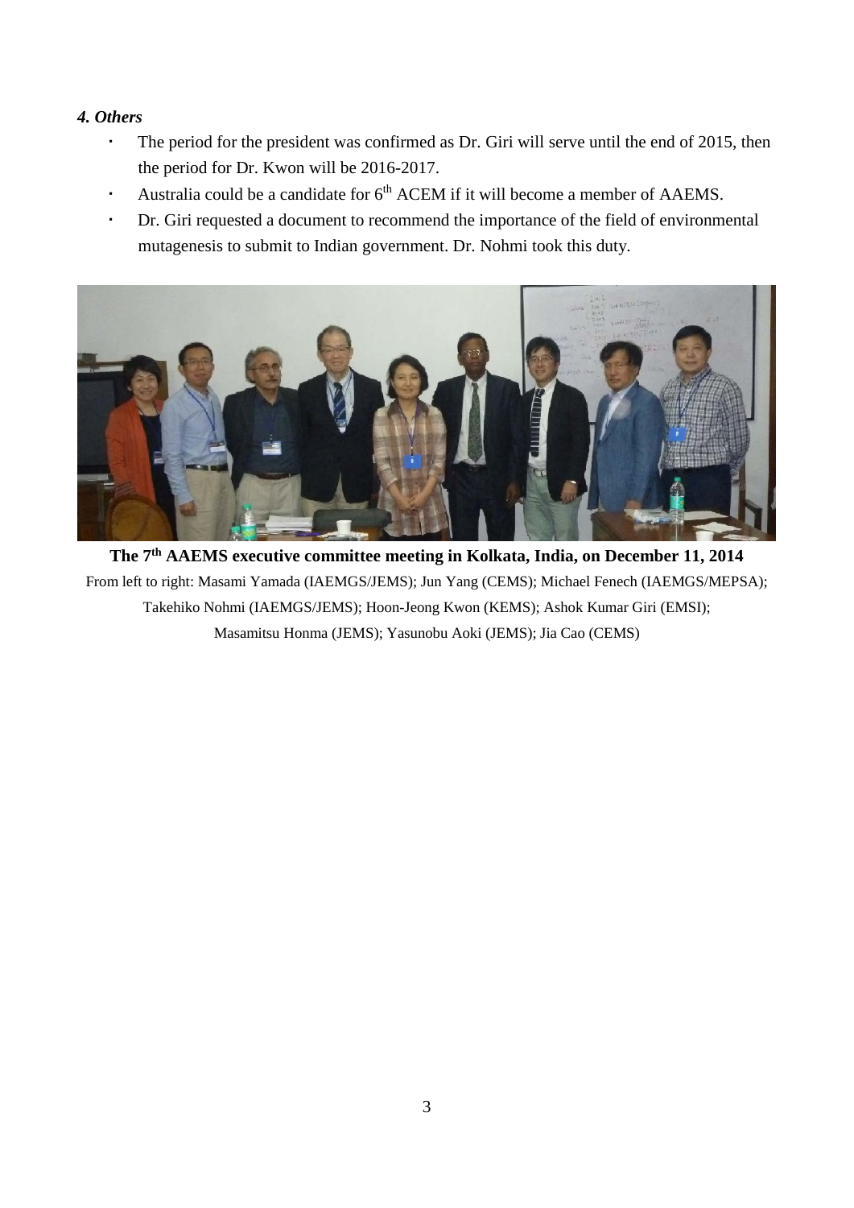### *4. Others*

- The period for the president was confirmed as Dr. Giri will serve until the end of 2015, then the period for Dr. Kwon will be 2016-2017.
- Australia could be a candidate for 6th ACEM if it will become a member of AAEMS.
- Dr. Giri requested a document to recommend the importance of the field of environmental mutagenesis to submit to Indian government. Dr. Nohmi took this duty.

**The 7th AAEMS executive committee meeting in Kolkata, India, on December 11, 2014**

From left to right: Masami Yamada (IAEMGS/JEMS); Jun Yang (CEMS); Michael Fenech (IAEMGS/MEPSA); Takehiko Nohmi (IAEMGS/JEMS); Hoon-Jeong Kwon (KEMS); Ashok Kumar Giri (EMSI); Masamitsu Honma (JEMS); Yasunobu Aoki (JEMS); Jia Cao (CEMS)